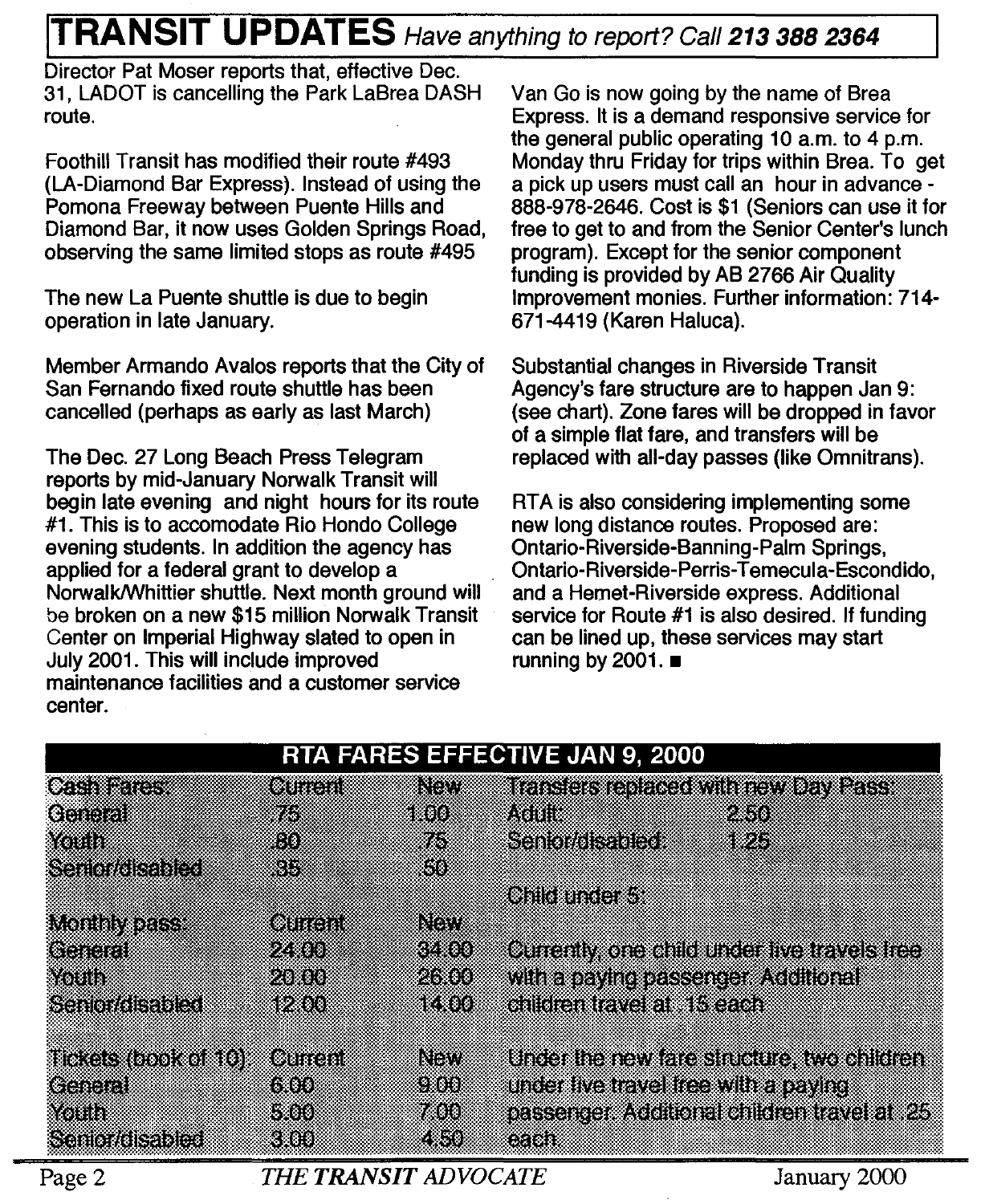# TRANSIT UPDATES *Have anything to report? Call **213 388 2364***

Director Pat Moser reports that, effective Dec. 31, LADOT is cancelling the Park LaBrea DASH route.

Foothill Transit has modified their route #493 (LA-Diamond Bar Express). Instead of using the Pomona Freeway between Puente Hills and Diamond Bar, it now uses Golden Springs Road, observing the same limited stops as route #495

The new La Puente shuttle is due to begin operation in late January.

Member Armando Avalos reports that the City of San Fernando fixed route shuttle has been cancelled (perhaps as early as last March)

The Dec. 27 Long Beach Press Telegram reports by mid-January Norwalk Transit will begin late evening and night hours for its route #1. This is to accomodate Rio Hondo College evening students. In addition the agency has applied for a federal grant to develop a Norwalk/Whittier shuttle. Next month ground will be broken on a new $15 million Norwalk Transit Center on Imperial Highway slated to open in July 2001. This will include improved maintenance facilities and a customer service center.

Van Go is now going by the name of Brea Express. It is a demand responsive service for the general public operating 10 a.m. to 4 p.m. Monday thru Friday for trips within Brea. To get a pick up users must call an hour in advance - 888-978-2646. Cost is $1 (Seniors can use it for free to get to and from the Senior Center's lunch program). Except for the senior component funding is provided by AB 2766 Air Quality Improvement monies. Further information: 714-671-4419 (Karen Haluca).

Substantial changes in Riverside Transit Agency's fare structure are to happen Jan 9: (see chart). Zone fares will be dropped in favor of a simple flat fare, and transfers will be replaced with all-day passes (like Omnitrans).

RTA is also considering implementing some new long distance routes. Proposed are: Ontario-Riverside-Banning-Palm Springs, Ontario-Riverside-Perris-Temecula-Escondido, and a Hemet-Riverside express. Additional service for Route #1 is also desired. If funding can be lined up, these services may start running by 2001. ■

## RTA FARES EFFECTIVE JAN 9, 2000

| Cash Fares: | Current | New |
|---|---|---|
| General | .75 | 1.00 |
| Youth | .80 | .75 |
| Senior/disabled | .35 | .50 |

| Monthly pass: | Current | New |
|---|---|---|
| General | 24.00 | 34.00 |
| Youth | 20.00 | 26.00 |
| Senior/disabled | 12.00 | 14.00 |

| Tickets (book of 10) | Current | New |
|---|---|---|
| General | 6.00 | 9.00 |
| Youth | 5.00 | 7.00 |
| Senior/disabled | 3.00 | 4.50 |

| Transfers replaced with new Day Pass: | |
|---|---|
| Adult: | 2.50 |
| Senior/disabled: | 1.25 |

Child under 5:

Currently, one child under five travels free with a paying passenger. Additional children travel at .15 each

Under the new fare structure, two children under five travel free with a paying passenger. Additional children travel at .25 each.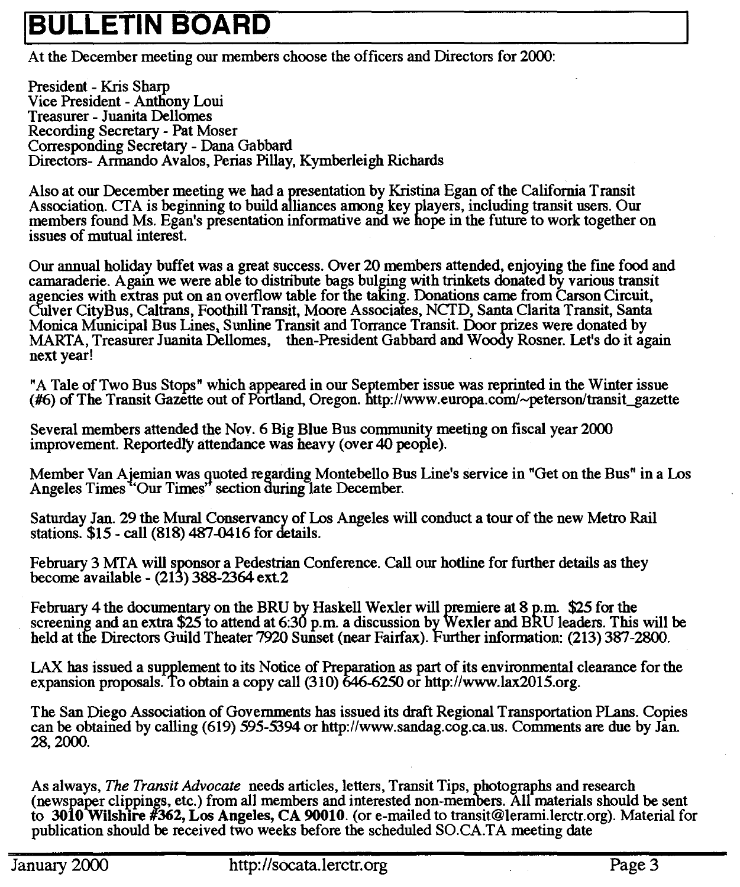# BULLETIN BOARD

At the December meeting our members choose the officers and Directors for 2000:

President - Kris Sharp
Vice President - Anthony Loui
Treasurer - Juanita Dellomes
Recording Secretary - Pat Moser
Corresponding Secretary - Dana Gabbard
Directors- Armando Avalos, Perias Pillay, Kymberleigh Richards

Also at our December meeting we had a presentation by Kristina Egan of the California Transit Association. CTA is beginning to build alliances among key players, including transit users. Our members found Ms. Egan's presentation informative and we hope in the future to work together on issues of mutual interest.

Our annual holiday buffet was a great success. Over 20 members attended, enjoying the fine food and camaraderie. Again we were able to distribute bags bulging with trinkets donated by various transit agencies with extras put on an overflow table for the taking. Donations came from Carson Circuit, Culver CityBus, Caltrans, Foothill Transit, Moore Associates, NCTD, Santa Clarita Transit, Santa Monica Municipal Bus Lines, Sunline Transit and Torrance Transit. Door prizes were donated by MARTA, Treasurer Juanita Dellomes, then-President Gabbard and Woody Rosner. Let's do it again next year!

"A Tale of Two Bus Stops" which appeared in our September issue was reprinted in the Winter issue (#6) of The Transit Gazette out of Portland, Oregon. http://www.europa.com/~peterson/transit_gazette

Several members attended the Nov. 6 Big Blue Bus community meeting on fiscal year 2000 improvement. Reportedly attendance was heavy (over 40 people).

Member Van Ajemian was quoted regarding Montebello Bus Line's service in "Get on the Bus" in a Los Angeles Times "Our Times" section during late December.

Saturday Jan. 29 the Mural Conservancy of Los Angeles will conduct a tour of the new Metro Rail stations. $15 - call (818) 487-0416 for details.

February 3 MTA will sponsor a Pedestrian Conference. Call our hotline for further details as they become available - (213) 388-2364 ext.2

February 4 the documentary on the BRU by Haskell Wexler will premiere at 8 p.m. $25 for the screening and an extra $25 to attend at 6:30 p.m. a discussion by Wexler and BRU leaders. This will be held at the Directors Guild Theater 7920 Sunset (near Fairfax). Further information: (213) 387-2800.

LAX has issued a supplement to its Notice of Preparation as part of its environmental clearance for the expansion proposals. To obtain a copy call (310) 646-6250 or http://www.lax2015.org.

The San Diego Association of Governments has issued its draft Regional Transportation PLans. Copies can be obtained by calling (619) 595-5394 or http://www.sandag.cog.ca.us. Comments are due by Jan. 28, 2000.

As always, *The Transit Advocate* needs articles, letters, Transit Tips, photographs and research (newspaper clippings, etc.) from all members and interested non-members. All materials should be sent to **3010 Wilshire #362, Los Angeles, CA 90010**. (or e-mailed to transit@lerami.lerctr.org). Material for publication should be received two weeks before the scheduled SO.CA.TA meeting date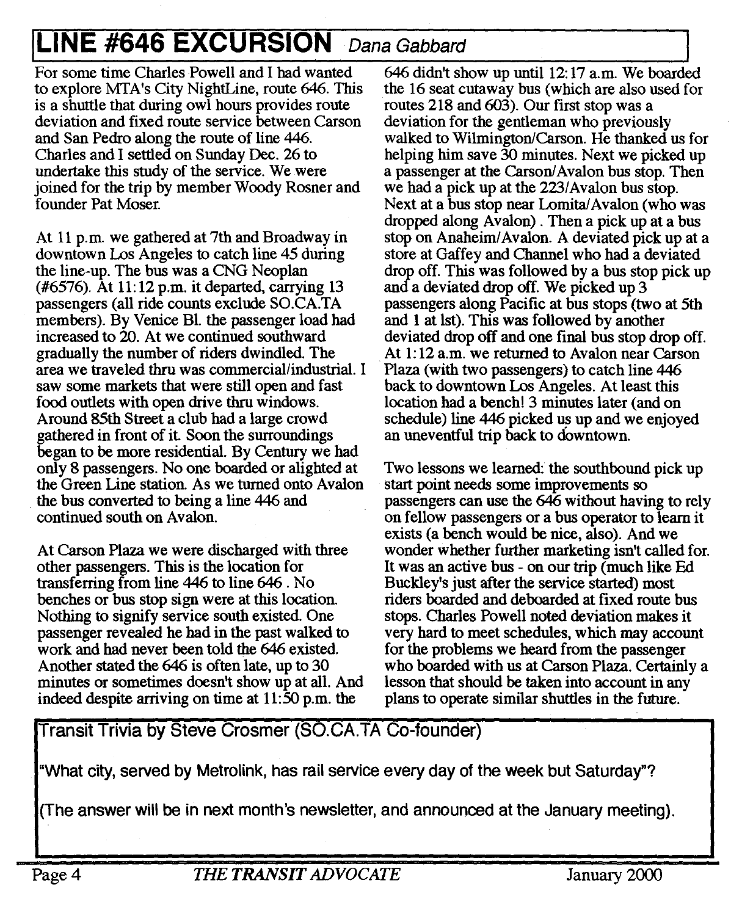# LINE #646 EXCURSION *Dana Gabbard*

For some time Charles Powell and I had wanted to explore MTA's City NightLine, route 646. This is a shuttle that during owl hours provides route deviation and fixed route service between Carson and San Pedro along the route of line 446. Charles and I settled on Sunday Dec. 26 to undertake this study of the service. We were joined for the trip by member Woody Rosner and founder Pat Moser.

At 11 p.m. we gathered at 7th and Broadway in downtown Los Angeles to catch line 45 during the line-up. The bus was a CNG Neoplan (#6576). At 11:12 p.m. it departed, carrying 13 passengers (all ride counts exclude SO.CA.TA members). By Venice Bl. the passenger load had increased to 20. At we continued southward gradually the number of riders dwindled. The area we traveled thru was commercial/industrial. I saw some markets that were still open and fast food outlets with open drive thru windows. Around 85th Street a club had a large crowd gathered in front of it. Soon the surroundings began to be more residential. By Century we had only 8 passengers. No one boarded or alighted at the Green Line station. As we turned onto Avalon the bus converted to being a line 446 and continued south on Avalon.

At Carson Plaza we were discharged with three other passengers. This is the location for transferring from line 446 to line 646. No benches or bus stop sign were at this location. Nothing to signify service south existed. One passenger revealed he had in the past walked to work and had never been told the 646 existed. Another stated the 646 is often late, up to 30 minutes or sometimes doesn't show up at all. And indeed despite arriving on time at 11:50 p.m. the 646 didn't show up until 12:17 a.m. We boarded the 16 seat cutaway bus (which are also used for routes 218 and 603). Our first stop was a deviation for the gentleman who previously walked to Wilmington/Carson. He thanked us for helping him save 30 minutes. Next we picked up a passenger at the Carson/Avalon bus stop. Then we had a pick up at the 223/Avalon bus stop. Next at a bus stop near Lomita/Avalon (who was dropped along Avalon). Then a pick up at a bus stop on Anaheim/Avalon. A deviated pick up at a store at Gaffey and Channel who had a deviated drop off. This was followed by a bus stop pick up and a deviated drop off. We picked up 3 passengers along Pacific at bus stops (two at 5th and 1 at 1st). This was followed by another deviated drop off and one final bus stop drop off. At 1:12 a.m. we returned to Avalon near Carson Plaza (with two passengers) to catch line 446 back to downtown Los Angeles. At least this location had a bench! 3 minutes later (and on schedule) line 446 picked us up and we enjoyed an uneventful trip back to downtown.

Two lessons we learned: the southbound pick up start point needs some improvements so passengers can use the 646 without having to rely on fellow passengers or a bus operator to learn it exists (a bench would be nice, also). And we wonder whether further marketing isn't called for. It was an active bus - on our trip (much like Ed Buckley's just after the service started) most riders boarded and deboarded at fixed route bus stops. Charles Powell noted deviation makes it very hard to meet schedules, which may account for the problems we heard from the passenger who boarded with us at Carson Plaza. Certainly a lesson that should be taken into account in any plans to operate similar shuttles in the future.

## Transit Trivia by Steve Crosmer (SO.CA.TA Co-founder)

"What city, served by Metrolink, has rail service every day of the week but Saturday"?

(The answer will be in next month's newsletter, and announced at the January meeting).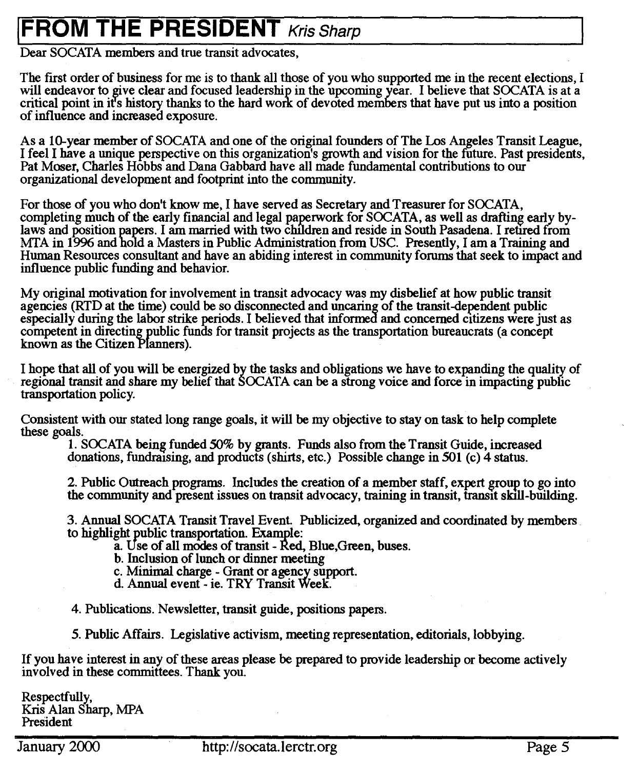# FROM THE PRESIDENT *Kris Sharp*

Dear SOCATA members and true transit advocates,

The first order of business for me is to thank all those of you who supported me in the recent elections, I will endeavor to give clear and focused leadership in the upcoming year. I believe that SOCATA is at a critical point in it's history thanks to the hard work of devoted members that have put us into a position of influence and increased exposure.

As a 10-year member of SOCATA and one of the original founders of The Los Angeles Transit League, I feel I have a unique perspective on this organization's growth and vision for the future. Past presidents, Pat Moser, Charles Hobbs and Dana Gabbard have all made fundamental contributions to our organizational development and footprint into the community.

For those of you who don't know me, I have served as Secretary and Treasurer for SOCATA, completing much of the early financial and legal paperwork for SOCATA, as well as drafting early by-laws and position papers. I am married with two children and reside in South Pasadena. I retired from MTA in 1996 and hold a Masters in Public Administration from USC. Presently, I am a Training and Human Resources consultant and have an abiding interest in community forums that seek to impact and influence public funding and behavior.

My original motivation for involvement in transit advocacy was my disbelief at how public transit agencies (RTD at the time) could be so disconnected and uncaring of the transit-dependent public especially during the labor strike periods. I believed that informed and concerned citizens were just as competent in directing public funds for transit projects as the transportation bureaucrats (a concept known as the Citizen Planners).

I hope that all of you will be energized by the tasks and obligations we have to expanding the quality of regional transit and share my belief that SOCATA can be a strong voice and force in impacting public transportation policy.

Consistent with our stated long range goals, it will be my objective to stay on task to help complete these goals.

1. SOCATA being funded 50% by grants. Funds also from the Transit Guide, increased donations, fundraising, and products (shirts, etc.) Possible change in 501 (c) 4 status.

2. Public Outreach programs. Includes the creation of a member staff, expert group to go into the community and present issues on transit advocacy, training in transit, transit skill-building.

3. Annual SOCATA Transit Travel Event. Publicized, organized and coordinated by members to highlight public transportation. Example:
   a. Use of all modes of transit - Red, Blue,Green, buses.
   b. Inclusion of lunch or dinner meeting
   c. Minimal charge - Grant or agency support.
   d. Annual event - ie. TRY Transit Week.

4. Publications. Newsletter, transit guide, positions papers.

5. Public Affairs. Legislative activism, meeting representation, editorials, lobbying.

If you have interest in any of these areas please be prepared to provide leadership or become actively involved in these committees. Thank you.

Respectfully,
Kris Alan Sharp, MPA
President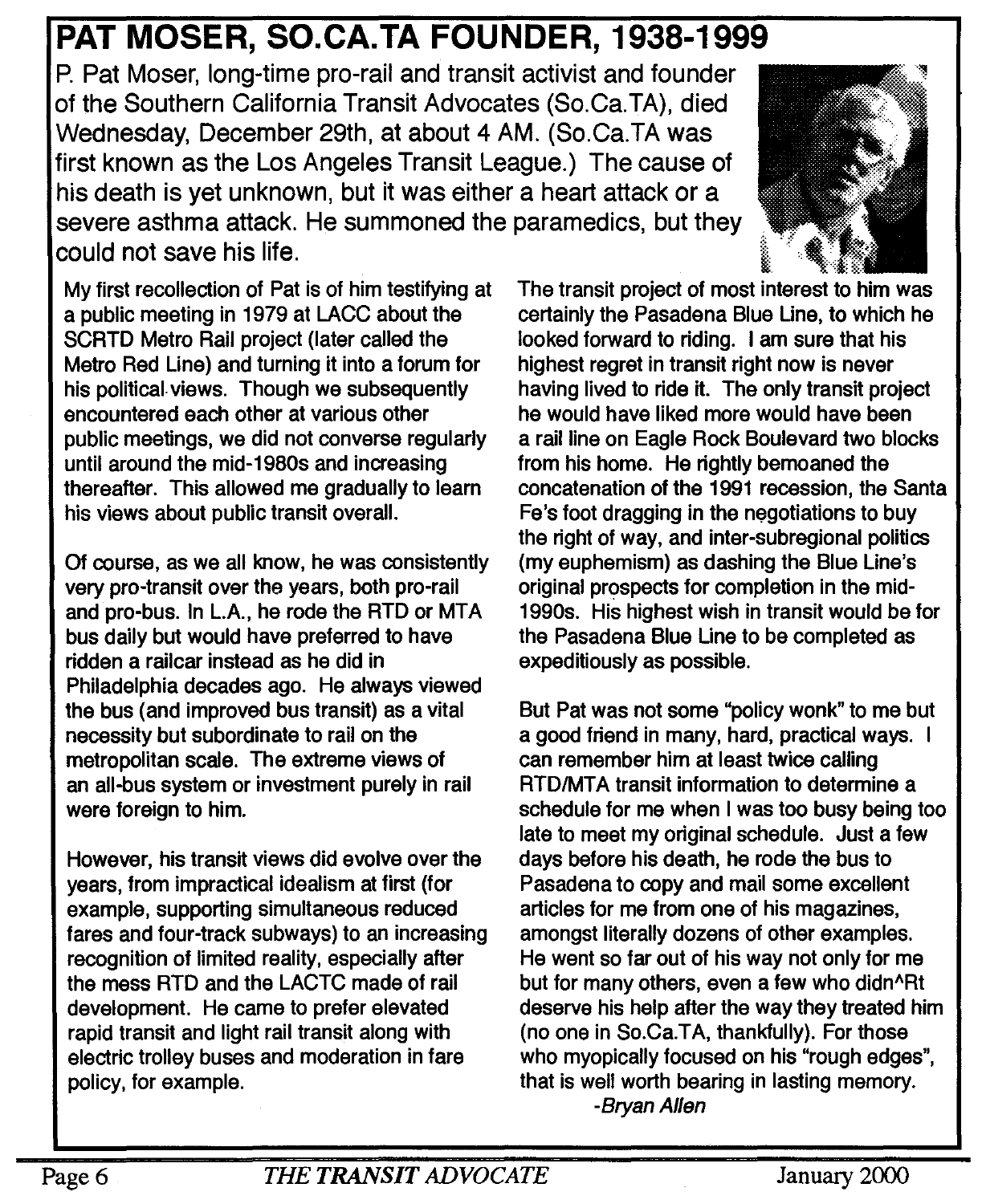# PAT MOSER, SO.CA.TA FOUNDER, 1938-1999

P. Pat Moser, long-time pro-rail and transit activist and founder of the Southern California Transit Advocates (So.Ca.TA), died Wednesday, December 29th, at about 4 AM. (So.Ca.TA was first known as the Los Angeles Transit League.) The cause of his death is yet unknown, but it was either a heart attack or a severe asthma attack. He summoned the paramedics, but they could not save his life.

My first recollection of Pat is of him testifying at a public meeting in 1979 at LACC about the SCRTD Metro Rail project (later called the Metro Red Line) and turning it into a forum for his political views. Though we subsequently encountered each other at various other public meetings, we did not converse regularly until around the mid-1980s and increasing thereafter. This allowed me gradually to learn his views about public transit overall.

Of course, as we all know, he was consistently very pro-transit over the years, both pro-rail and pro-bus. In L.A., he rode the RTD or MTA bus daily but would have preferred to have ridden a railcar instead as he did in Philadelphia decades ago. He always viewed the bus (and improved bus transit) as a vital necessity but subordinate to rail on the metropolitan scale. The extreme views of an all-bus system or investment purely in rail were foreign to him.

However, his transit views did evolve over the years, from impractical idealism at first (for example, supporting simultaneous reduced fares and four-track subways) to an increasing recognition of limited reality, especially after the mess RTD and the LACTC made of rail development. He came to prefer elevated rapid transit and light rail transit along with electric trolley buses and moderation in fare policy, for example.

The transit project of most interest to him was certainly the Pasadena Blue Line, to which he looked forward to riding. I am sure that his highest regret in transit right now is never having lived to ride it. The only transit project he would have liked more would have been a rail line on Eagle Rock Boulevard two blocks from his home. He rightly bemoaned the concatenation of the 1991 recession, the Santa Fe's foot dragging in the negotiations to buy the right of way, and inter-subregional politics (my euphemism) as dashing the Blue Line's original prospects for completion in the mid-1990s. His highest wish in transit would be for the Pasadena Blue Line to be completed as expeditiously as possible.

But Pat was not some "policy wonk" to me but a good friend in many, hard, practical ways. I can remember him at least twice calling RTD/MTA transit information to determine a schedule for me when I was too busy being too late to meet my original schedule. Just a few days before his death, he rode the bus to Pasadena to copy and mail some excellent articles for me from one of his magazines, amongst literally dozens of other examples. He went so far out of his way not only for me but for many others, even a few who didn^Rt deserve his help after the way they treated him (no one in So.Ca.TA, thankfully). For those who myopically focused on his "rough edges", that is well worth bearing in lasting memory.

*-Bryan Allen*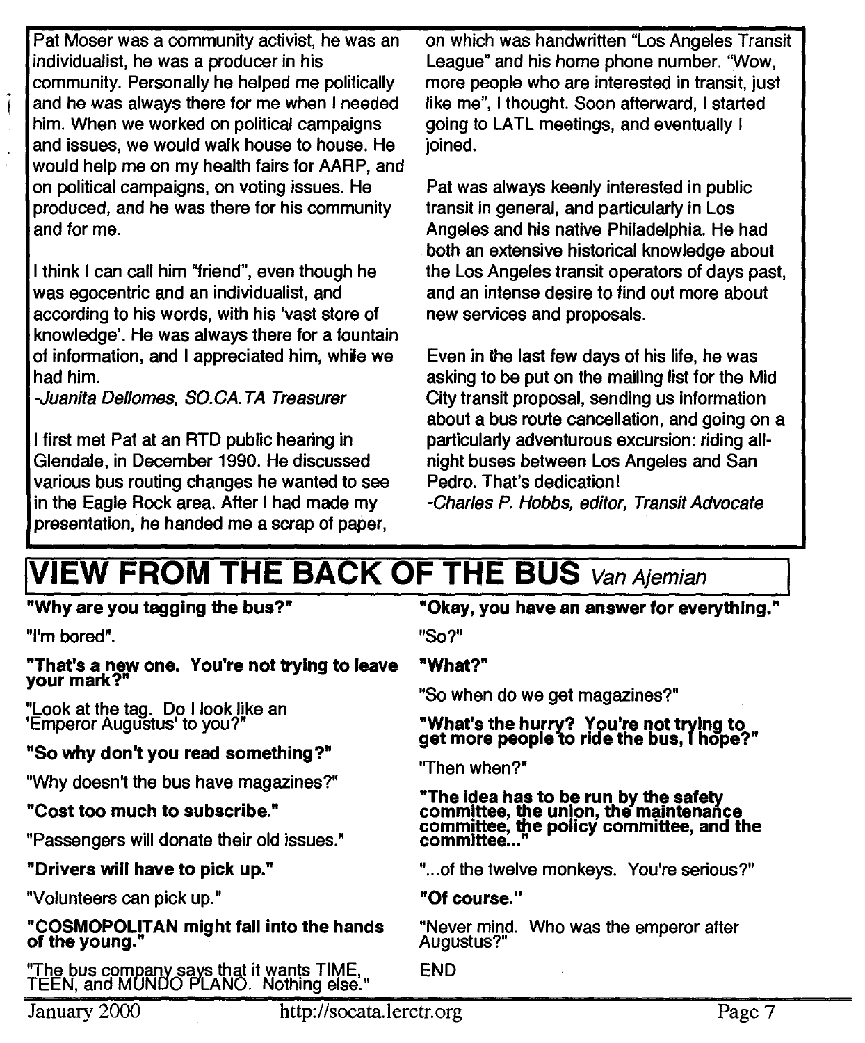Pat Moser was a community activist, he was an individualist, he was a producer in his community. Personally he helped me politically and he was always there for me when I needed him. When we worked on political campaigns and issues, we would walk house to house. He would help me on my health fairs for AARP, and on political campaigns, on voting issues. He produced, and he was there for his community and for me.

I think I can call him "friend", even though he was egocentric and an individualist, and according to his words, with his 'vast store of knowledge'. He was always there for a fountain of information, and I appreciated him, while we had him.

*-Juanita Dellomes, SO.CA.TA Treasurer*

I first met Pat at an RTD public hearing in Glendale, in December 1990. He discussed various bus routing changes he wanted to see in the Eagle Rock area. After I had made my presentation, he handed me a scrap of paper, on which was handwritten "Los Angeles Transit League" and his home phone number. "Wow, more people who are interested in transit, just like me", I thought. Soon afterward, I started going to LATL meetings, and eventually I joined.

Pat was always keenly interested in public transit in general, and particularly in Los Angeles and his native Philadelphia. He had both an extensive historical knowledge about the Los Angeles transit operators of days past, and an intense desire to find out more about new services and proposals.

Even in the last few days of his life, he was asking to be put on the mailing list for the Mid City transit proposal, sending us information about a bus route cancellation, and going on a particularly adventurous excursion: riding all-night buses between Los Angeles and San Pedro. That's dedication!

*-Charles P. Hobbs, editor, Transit Advocate*

## VIEW FROM THE BACK OF THE BUS *Van Ajemian*

**"Why are you tagging the bus?"**

"I'm bored".

**"That's a new one. You're not trying to leave your mark?"**

"Look at the tag. Do I look like an 'Emperor Augustus' to you?"

**"So why don't you read something?"**

"Why doesn't the bus have magazines?"

**"Cost too much to subscribe."**

"Passengers will donate their old issues."

**"Drivers will have to pick up."**

"Volunteers can pick up."

**"COSMOPOLITAN might fall into the hands of the young."**

"The bus company says that it wants TIME, TEEN, and MUNDO PLANO. Nothing else."

**"Okay, you have an answer for everything."**

"So?"

**"What?"**

"So when do we get magazines?"

**"What's the hurry? You're not trying to get more people to ride the bus, I hope?"**

"Then when?"

**"The idea has to be run by the safety committee, the union, the maintenance committee, the policy committee, and the committee..."**

"...of the twelve monkeys. You're serious?"

**"Of course."**

"Never mind. Who was the emperor after Augustus?"

END

January 2000 http://socata.lerctr.org